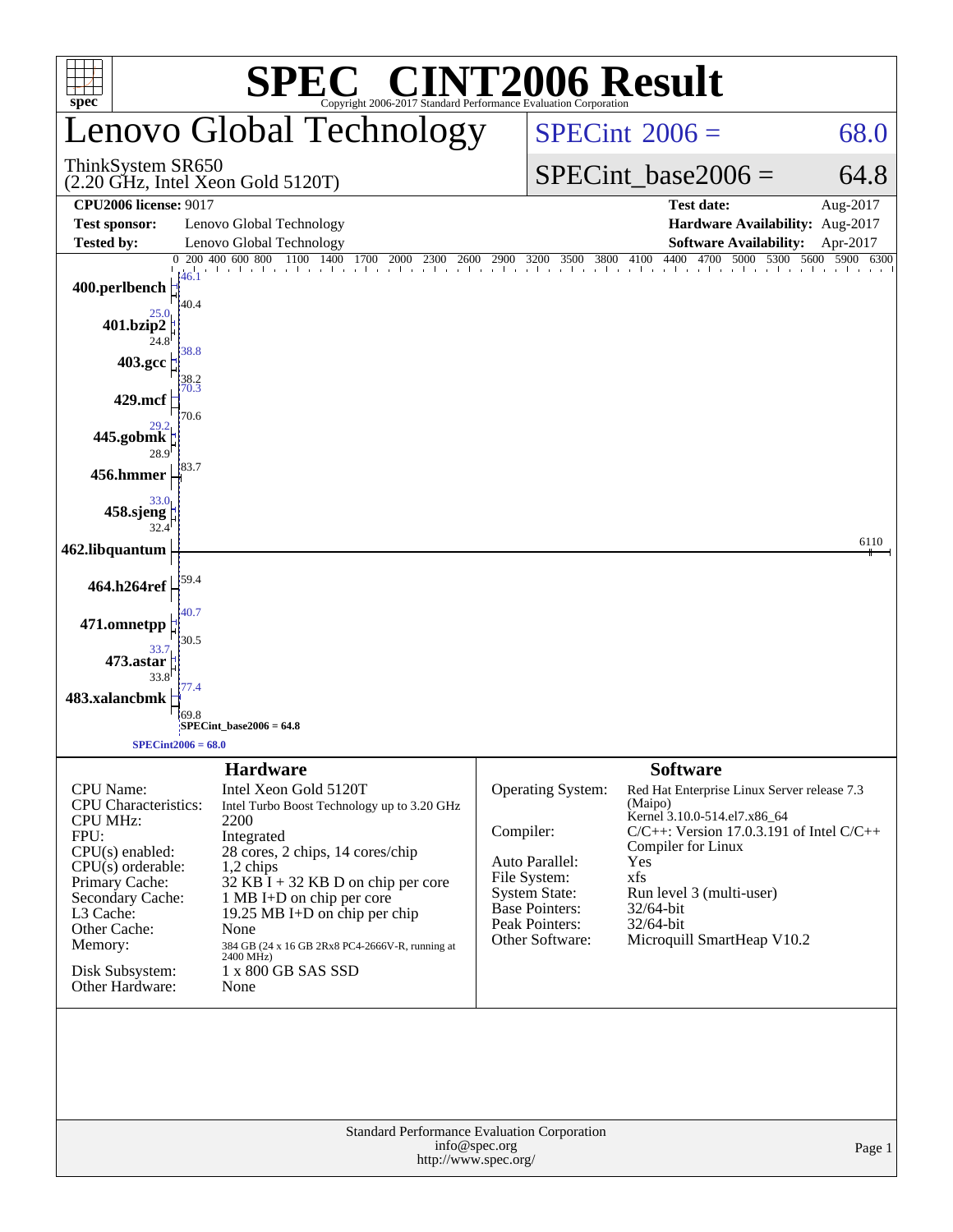# SPEC® CINT2006 Result

Copyright 2006-2017 Standard Performance Evaluation Corporation

## Lenovo Global Technology

ThinkSystem SR650
(2.20 GHz, Intel Xeon Gold 5120T)

SPECint 2006 = 68.0

SPECint_base2006 = 64.8

| | | | |
|---|---|---|---|
| **CPU2006 license:** 9017 | | **Test date:** | Aug-2017 |
| **Test sponsor:** | Lenovo Global Technology | **Hardware Availability:** | Aug-2017 |
| **Tested by:** | Lenovo Global Technology | **Software Availability:** | Apr-2017 |

| Benchmark | Peak | Base |
|---|---|---|
| 400.perlbench | 46.1 | 40.4 |
| 401.bzip2 | 25.0 | 24.8 |
| 403.gcc | 38.8 | 38.2 |
| 429.mcf | 70.3 | 70.6 |
| 445.gobmk | 29.2 | 28.9 |
| 456.hmmer | | 83.7 |
| 458.sjeng | 33.0 | 32.4 |
| 462.libquantum | | 6110 |
| 464.h264ref | | 59.4 |
| 471.omnetpp | 40.7 | 30.5 |
| 473.astar | 33.7 | 33.8 |
| 483.xalancbmk | 77.4 | 69.8 |

SPECint_base2006 = 64.8

SPECint2006 = 68.0

### Hardware

| | |
|---|---|
| CPU Name: | Intel Xeon Gold 5120T |
| CPU Characteristics: | Intel Turbo Boost Technology up to 3.20 GHz |
| CPU MHz: | 2200 |
| FPU: | Integrated |
| CPU(s) enabled: | 28 cores, 2 chips, 14 cores/chip |
| CPU(s) orderable: | 1,2 chips |
| Primary Cache: | 32 KB I + 32 KB D on chip per core |
| Secondary Cache: | 1 MB I+D on chip per core |
| L3 Cache: | 19.25 MB I+D on chip per chip |
| Other Cache: | None |
| Memory: | 384 GB (24 x 16 GB 2Rx8 PC4-2666V-R, running at 2400 MHz) |
| Disk Subsystem: | 1 x 800 GB SAS SSD |
| Other Hardware: | None |

### Software

| | |
|---|---|
| Operating System: | Red Hat Enterprise Linux Server release 7.3 (Maipo) Kernel 3.10.0-514.el7.x86_64 |
| Compiler: | C/C++: Version 17.0.3.191 of Intel C/C++ Compiler for Linux |
| Auto Parallel: | Yes |
| File System: | xfs |
| System State: | Run level 3 (multi-user) |
| Base Pointers: | 32/64-bit |
| Peak Pointers: | 32/64-bit |
| Other Software: | Microquill SmartHeap V10.2 |

Standard Performance Evaluation Corporation
info@spec.org
http://www.spec.org/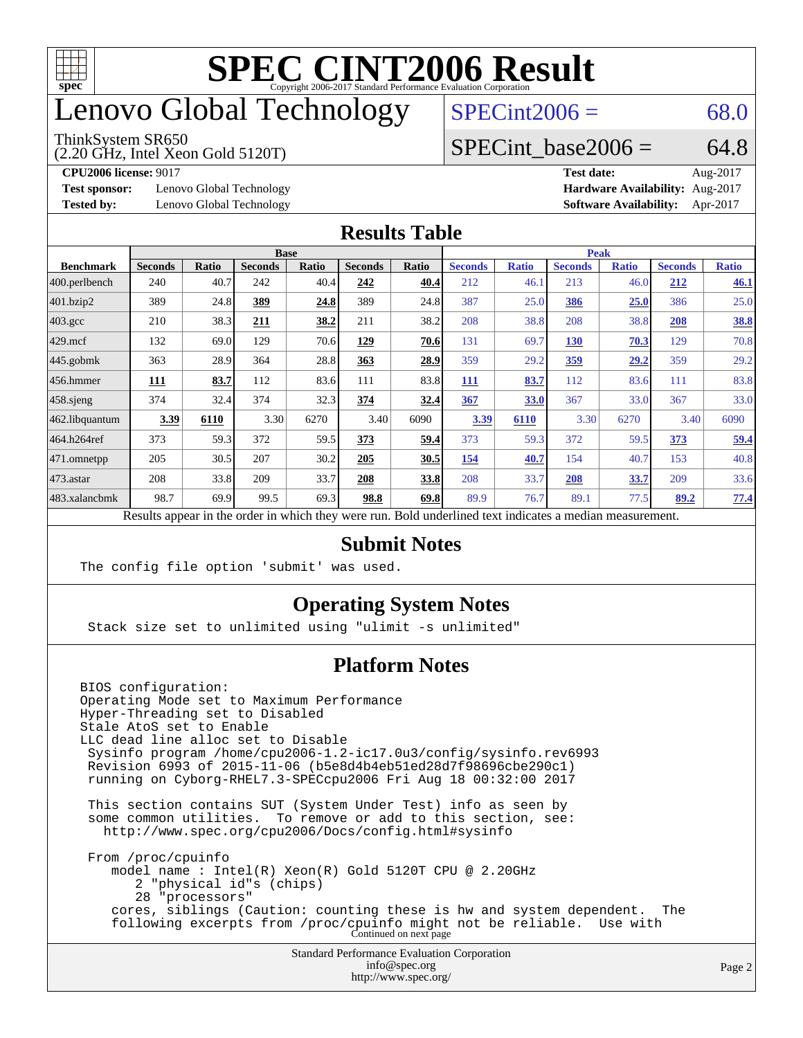# SPEC CINT2006 Result

Copyright 2006-2017 Standard Performance Evaluation Corporation

# Lenovo Global Technology

ThinkSystem SR650
(2.20 GHz, Intel Xeon Gold 5120T)

SPECint2006 = 68.0

SPECint_base2006 = 64.8

**CPU2006 license:** 9017
**Test sponsor:** Lenovo Global Technology
**Tested by:** Lenovo Global Technology

**Test date:** Aug-2017
**Hardware Availability:** Aug-2017
**Software Availability:** Apr-2017

## Results Table

| Benchmark | Base | | | | | | Peak | | | | | |
|---|---|---|---|---|---|---|---|---|---|---|---|---|
| | Seconds | Ratio | Seconds | Ratio | Seconds | Ratio | Seconds | Ratio | Seconds | Ratio | Seconds | Ratio |
| 400.perlbench | 240 | 40.7 | 242 | 40.4 | **242** | **40.4** | 212 | 46.1 | 213 | 46.0 | **212** | **46.1** |
| 401.bzip2 | 389 | 24.8 | **389** | **24.8** | 389 | 24.8 | 387 | 25.0 | **386** | **25.0** | 386 | 25.0 |
| 403.gcc | 210 | 38.3 | **211** | **38.2** | 211 | 38.2 | 208 | 38.8 | 208 | 38.8 | **208** | **38.8** |
| 429.mcf | 132 | 69.0 | 129 | 70.6 | **129** | **70.6** | 131 | 69.7 | **130** | **70.3** | 129 | 70.8 |
| 445.gobmk | 363 | 28.9 | 364 | 28.8 | **363** | **28.9** | 359 | 29.2 | **359** | **29.2** | 359 | 29.2 |
| 456.hmmer | **111** | **83.7** | 112 | 83.6 | 111 | 83.8 | **111** | **83.7** | 112 | 83.6 | 111 | 83.8 |
| 458.sjeng | 374 | 32.4 | 374 | 32.3 | **374** | **32.4** | **367** | **33.0** | 367 | 33.0 | 367 | 33.0 |
| 462.libquantum | **3.39** | **6110** | 3.30 | 6270 | 3.40 | 6090 | **3.39** | **6110** | 3.30 | 6270 | 3.40 | 6090 |
| 464.h264ref | 373 | 59.3 | 372 | 59.5 | **373** | **59.4** | 373 | 59.3 | 372 | 59.5 | **373** | **59.4** |
| 471.omnetpp | 205 | 30.5 | 207 | 30.2 | **205** | **30.5** | **154** | **40.7** | 154 | 40.7 | 153 | 40.8 |
| 473.astar | 208 | 33.8 | 209 | 33.7 | **208** | **33.8** | 208 | 33.7 | **208** | **33.7** | 209 | 33.6 |
| 483.xalancbmk | 98.7 | 69.9 | 99.5 | 69.3 | **98.8** | **69.8** | 89.9 | 76.7 | 89.1 | 77.5 | **89.2** | **77.4** |

Results appear in the order in which they were run. Bold underlined text indicates a median measurement.

## Submit Notes

```
The config file option 'submit' was used.
```

## Operating System Notes

```
Stack size set to unlimited using "ulimit -s unlimited"
```

## Platform Notes

```
BIOS configuration:
Operating Mode set to Maximum Performance
Hyper-Threading set to Disabled
Stale AtoS set to Enable
LLC dead line alloc set to Disable
 Sysinfo program /home/cpu2006-1.2-ic17.0u3/config/sysinfo.rev6993
 Revision 6993 of 2015-11-06 (b5e8d4b4eb51ed28d7f98696cbe290c1)
 running on Cyborg-RHEL7.3-SPECcpu2006 Fri Aug 18 00:32:00 2017

 This section contains SUT (System Under Test) info as seen by
 some common utilities.  To remove or add to this section, see:
   http://www.spec.org/cpu2006/Docs/config.html#sysinfo

 From /proc/cpuinfo
    model name : Intel(R) Xeon(R) Gold 5120T CPU @ 2.20GHz
       2 "physical id"s (chips)
       28 "processors"
    cores, siblings (Caution: counting these is hw and system dependent.  The
    following excerpts from /proc/cpuinfo might not be reliable.  Use with
```

Continued on next page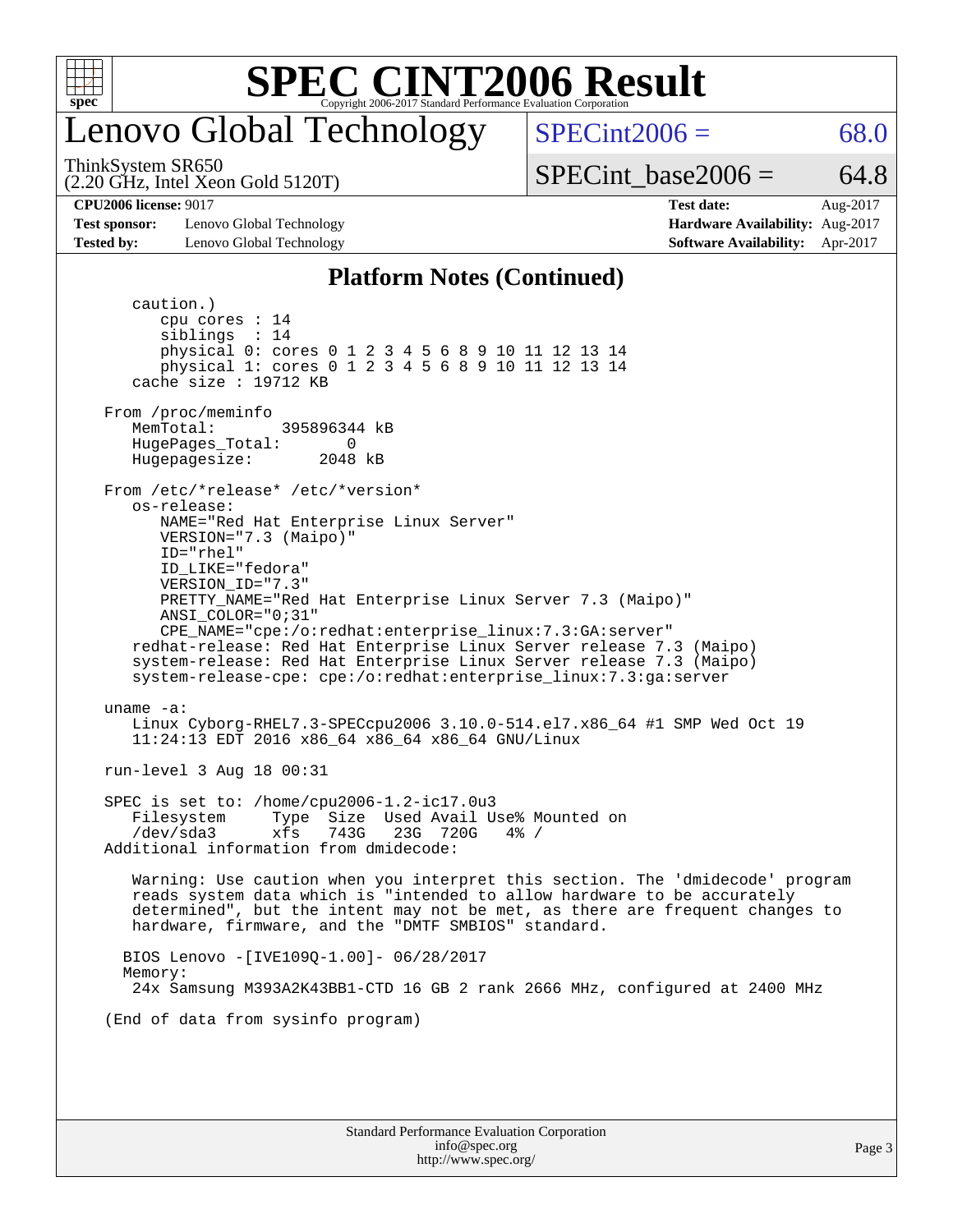# SPEC CINT2006 Result

Copyright 2006-2017 Standard Performance Evaluation Corporation

## Lenovo Global Technology

ThinkSystem SR650
(2.20 GHz, Intel Xeon Gold 5120T)

SPECint2006 = 68.0

SPECint_base2006 = 64.8

**CPU2006 license:** 9017
**Test sponsor:** Lenovo Global Technology
**Tested by:** Lenovo Global Technology

**Test date:** Aug-2017
**Hardware Availability:** Aug-2017
**Software Availability:** Apr-2017

### Platform Notes (Continued)

```
      caution.)
         cpu cores : 14
         siblings  : 14
         physical 0: cores 0 1 2 3 4 5 6 8 9 10 11 12 13 14
         physical 1: cores 0 1 2 3 4 5 6 8 9 10 11 12 13 14
      cache size : 19712 KB

   From /proc/meminfo
      MemTotal:       395896344 kB
      HugePages_Total:       0
      Hugepagesize:       2048 kB

   From /etc/*release* /etc/*version*
      os-release:
         NAME="Red Hat Enterprise Linux Server"
         VERSION="7.3 (Maipo)"
         ID="rhel"
         ID_LIKE="fedora"
         VERSION_ID="7.3"
         PRETTY_NAME="Red Hat Enterprise Linux Server 7.3 (Maipo)"
         ANSI_COLOR="0;31"
         CPE_NAME="cpe:/o:redhat:enterprise_linux:7.3:GA:server"
      redhat-release: Red Hat Enterprise Linux Server release 7.3 (Maipo)
      system-release: Red Hat Enterprise Linux Server release 7.3 (Maipo)
      system-release-cpe: cpe:/o:redhat:enterprise_linux:7.3:ga:server

   uname -a:
      Linux Cyborg-RHEL7.3-SPECcpu2006 3.10.0-514.el7.x86_64 #1 SMP Wed Oct 19
      11:24:13 EDT 2016 x86_64 x86_64 x86_64 GNU/Linux

   run-level 3 Aug 18 00:31

   SPEC is set to: /home/cpu2006-1.2-ic17.0u3
      Filesystem     Type  Size  Used Avail Use% Mounted on
      /dev/sda3      xfs   743G   23G  720G   4% /
   Additional information from dmidecode:

      Warning: Use caution when you interpret this section. The 'dmidecode' program
      reads system data which is "intended to allow hardware to be accurately
      determined", but the intent may not be met, as there are frequent changes to
      hardware, firmware, and the "DMTF SMBIOS" standard.

     BIOS Lenovo -[IVE109Q-1.00]- 06/28/2017
     Memory:
      24x Samsung M393A2K43BB1-CTD 16 GB 2 rank 2666 MHz, configured at 2400 MHz

   (End of data from sysinfo program)
```

Standard Performance Evaluation Corporation
info@spec.org
http://www.spec.org/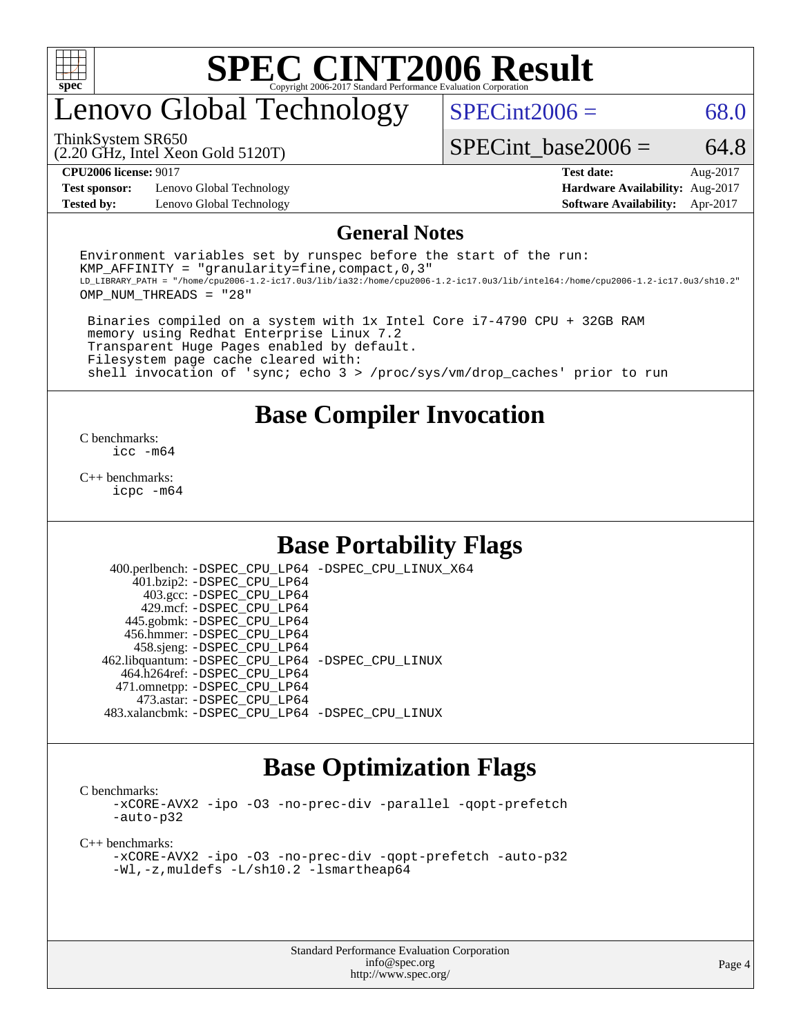# SPEC CINT2006 Result

## Lenovo Global Technology

ThinkSystem SR650
(2.20 GHz, Intel Xeon Gold 5120T)

SPECint2006 = 68.0

SPECint_base2006 = 64.8

| | | | |
|---|---|---|---|
| **CPU2006 license:** 9017 | | **Test date:** | Aug-2017 |
| **Test sponsor:** | Lenovo Global Technology | **Hardware Availability:** | Aug-2017 |
| **Tested by:** | Lenovo Global Technology | **Software Availability:** | Apr-2017 |

## General Notes

```
Environment variables set by runspec before the start of the run:
KMP_AFFINITY = "granularity=fine,compact,0,3"
LD_LIBRARY_PATH = "/home/cpu2006-1.2-ic17.0u3/lib/ia32:/home/cpu2006-1.2-ic17.0u3/lib/intel64:/home/cpu2006-1.2-ic17.0u3/sh10.2"
OMP_NUM_THREADS = "28"

 Binaries compiled on a system with 1x Intel Core i7-4790 CPU + 32GB RAM
 memory using Redhat Enterprise Linux 7.2
 Transparent Huge Pages enabled by default.
 Filesystem page cache cleared with:
 shell invocation of 'sync; echo 3 > /proc/sys/vm/drop_caches' prior to run
```

## Base Compiler Invocation

C benchmarks:
```
icc -m64
```

C++ benchmarks:
```
icpc -m64
```

## Base Portability Flags

| | |
|---|---|
| 400.perlbench: | -DSPEC_CPU_LP64 -DSPEC_CPU_LINUX_X64 |
| 401.bzip2: | -DSPEC_CPU_LP64 |
| 403.gcc: | -DSPEC_CPU_LP64 |
| 429.mcf: | -DSPEC_CPU_LP64 |
| 445.gobmk: | -DSPEC_CPU_LP64 |
| 456.hmmer: | -DSPEC_CPU_LP64 |
| 458.sjeng: | -DSPEC_CPU_LP64 |
| 462.libquantum: | -DSPEC_CPU_LP64 -DSPEC_CPU_LINUX |
| 464.h264ref: | -DSPEC_CPU_LP64 |
| 471.omnetpp: | -DSPEC_CPU_LP64 |
| 473.astar: | -DSPEC_CPU_LP64 |
| 483.xalancbmk: | -DSPEC_CPU_LP64 -DSPEC_CPU_LINUX |

## Base Optimization Flags

C benchmarks:
```
-xCORE-AVX2 -ipo -O3 -no-prec-div -parallel -qopt-prefetch
-auto-p32
```

C++ benchmarks:
```
-xCORE-AVX2 -ipo -O3 -no-prec-div -qopt-prefetch -auto-p32
-Wl,-z,muldefs -L/sh10.2 -lsmartheap64
```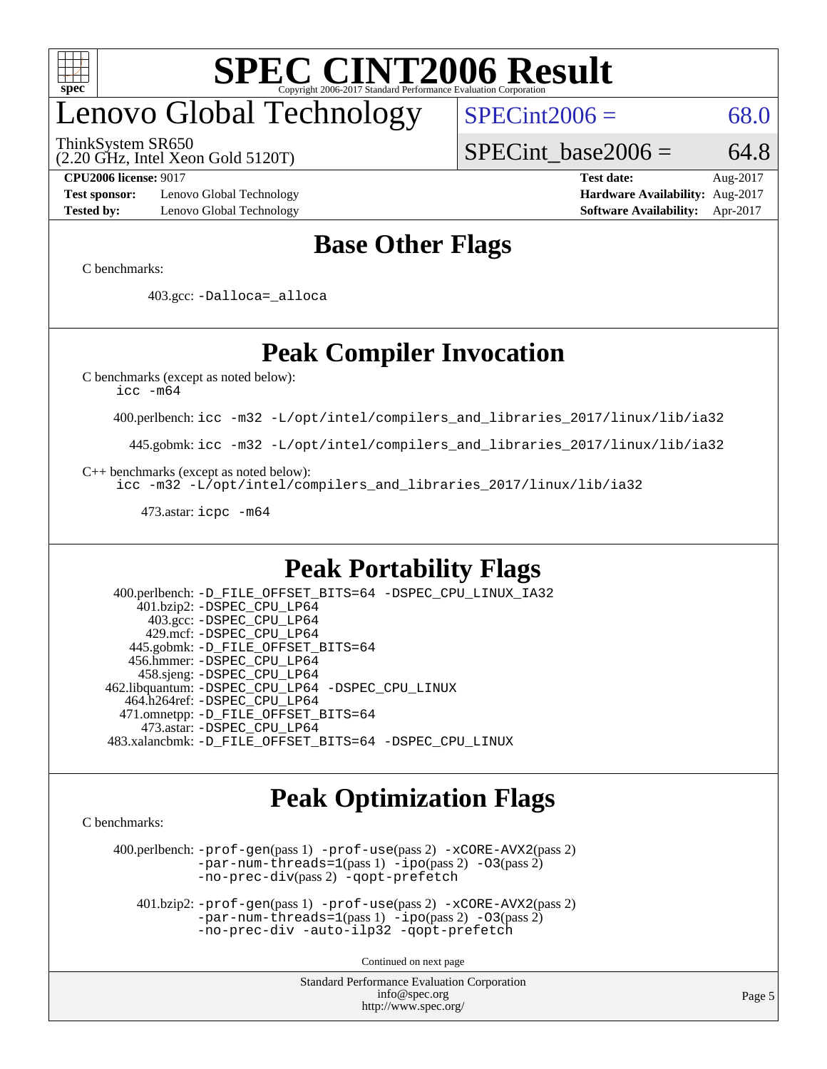# Lenovo Global Technology

ThinkSystem SR650
(2.20 GHz, Intel Xeon Gold 5120T)

SPECint2006 = 68.0

SPECint_base2006 = 64.8

**CPU2006 license:** 9017
**Test sponsor:** Lenovo Global Technology
**Tested by:** Lenovo Global Technology

**Test date:** Aug-2017
**Hardware Availability:** Aug-2017
**Software Availability:** Apr-2017

## Base Other Flags

C benchmarks:

403.gcc: -Dalloca=_alloca

## Peak Compiler Invocation

C benchmarks (except as noted below):
icc -m64

400.perlbench: icc -m32 -L/opt/intel/compilers_and_libraries_2017/linux/lib/ia32

445.gobmk: icc -m32 -L/opt/intel/compilers_and_libraries_2017/linux/lib/ia32

C++ benchmarks (except as noted below):
icc -m32 -L/opt/intel/compilers_and_libraries_2017/linux/lib/ia32

473.astar: icpc -m64

## Peak Portability Flags

400.perlbench: -D_FILE_OFFSET_BITS=64 -DSPEC_CPU_LINUX_IA32
401.bzip2: -DSPEC_CPU_LP64
403.gcc: -DSPEC_CPU_LP64
429.mcf: -DSPEC_CPU_LP64
445.gobmk: -D_FILE_OFFSET_BITS=64
456.hmmer: -DSPEC_CPU_LP64
458.sjeng: -DSPEC_CPU_LP64
462.libquantum: -DSPEC_CPU_LP64 -DSPEC_CPU_LINUX
464.h264ref: -DSPEC_CPU_LP64
471.omnetpp: -D_FILE_OFFSET_BITS=64
473.astar: -DSPEC_CPU_LP64
483.xalancbmk: -D_FILE_OFFSET_BITS=64 -DSPEC_CPU_LINUX

## Peak Optimization Flags

C benchmarks:

400.perlbench: -prof-gen(pass 1) -prof-use(pass 2) -xCORE-AVX2(pass 2) -par-num-threads=1(pass 1) -ipo(pass 2) -O3(pass 2) -no-prec-div(pass 2) -qopt-prefetch

401.bzip2: -prof-gen(pass 1) -prof-use(pass 2) -xCORE-AVX2(pass 2) -par-num-threads=1(pass 1) -ipo(pass 2) -O3(pass 2) -no-prec-div -auto-ilp32 -qopt-prefetch

Continued on next page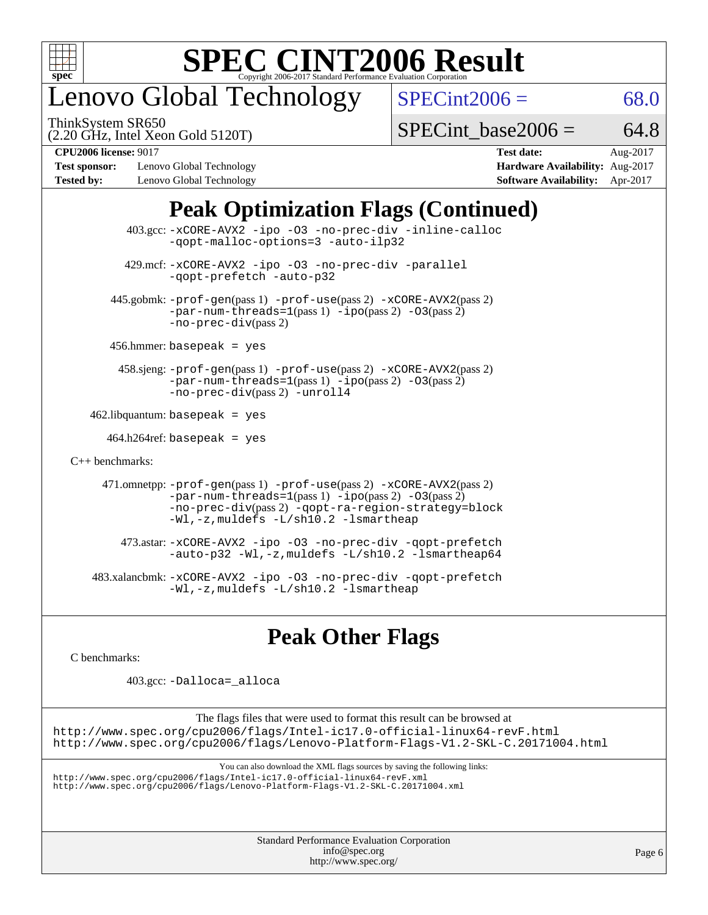# SPEC CINT2006 Result

Copyright 2006-2017 Standard Performance Evaluation Corporation

## Lenovo Global Technology

ThinkSystem SR650
(2.20 GHz, Intel Xeon Gold 5120T)

SPECint2006 = 68.0

SPECint_base2006 = 64.8

**CPU2006 license:** 9017
**Test sponsor:** Lenovo Global Technology
**Tested by:** Lenovo Global Technology

**Test date:** Aug-2017
**Hardware Availability:** Aug-2017
**Software Availability:** Apr-2017

## Peak Optimization Flags (Continued)

403.gcc: -xCORE-AVX2 -ipo -O3 -no-prec-div -inline-calloc -qopt-malloc-options=3 -auto-ilp32

429.mcf: -xCORE-AVX2 -ipo -O3 -no-prec-div -parallel -qopt-prefetch -auto-p32

445.gobmk: -prof-gen(pass 1) -prof-use(pass 2) -xCORE-AVX2(pass 2) -par-num-threads=1(pass 1) -ipo(pass 2) -O3(pass 2) -no-prec-div(pass 2)

456.hmmer: basepeak = yes

458.sjeng: -prof-gen(pass 1) -prof-use(pass 2) -xCORE-AVX2(pass 2) -par-num-threads=1(pass 1) -ipo(pass 2) -O3(pass 2) -no-prec-div(pass 2) -unroll4

462.libquantum: basepeak = yes

464.h264ref: basepeak = yes

C++ benchmarks:

471.omnetpp: -prof-gen(pass 1) -prof-use(pass 2) -xCORE-AVX2(pass 2) -par-num-threads=1(pass 1) -ipo(pass 2) -O3(pass 2) -no-prec-div(pass 2) -qopt-ra-region-strategy=block -Wl,-z,muldefs -L/sh10.2 -lsmartheap

473.astar: -xCORE-AVX2 -ipo -O3 -no-prec-div -qopt-prefetch -auto-p32 -Wl,-z,muldefs -L/sh10.2 -lsmartheap64

483.xalancbmk: -xCORE-AVX2 -ipo -O3 -no-prec-div -qopt-prefetch -Wl,-z,muldefs -L/sh10.2 -lsmartheap

## Peak Other Flags

C benchmarks:

403.gcc: -Dalloca=_alloca

The flags files that were used to format this result can be browsed at
http://www.spec.org/cpu2006/flags/Intel-ic17.0-official-linux64-revF.html
http://www.spec.org/cpu2006/flags/Lenovo-Platform-Flags-V1.2-SKL-C.20171004.html

You can also download the XML flags sources by saving the following links:
http://www.spec.org/cpu2006/flags/Intel-ic17.0-official-linux64-revF.xml
http://www.spec.org/cpu2006/flags/Lenovo-Platform-Flags-V1.2-SKL-C.20171004.xml

Standard Performance Evaluation Corporation
info@spec.org
http://www.spec.org/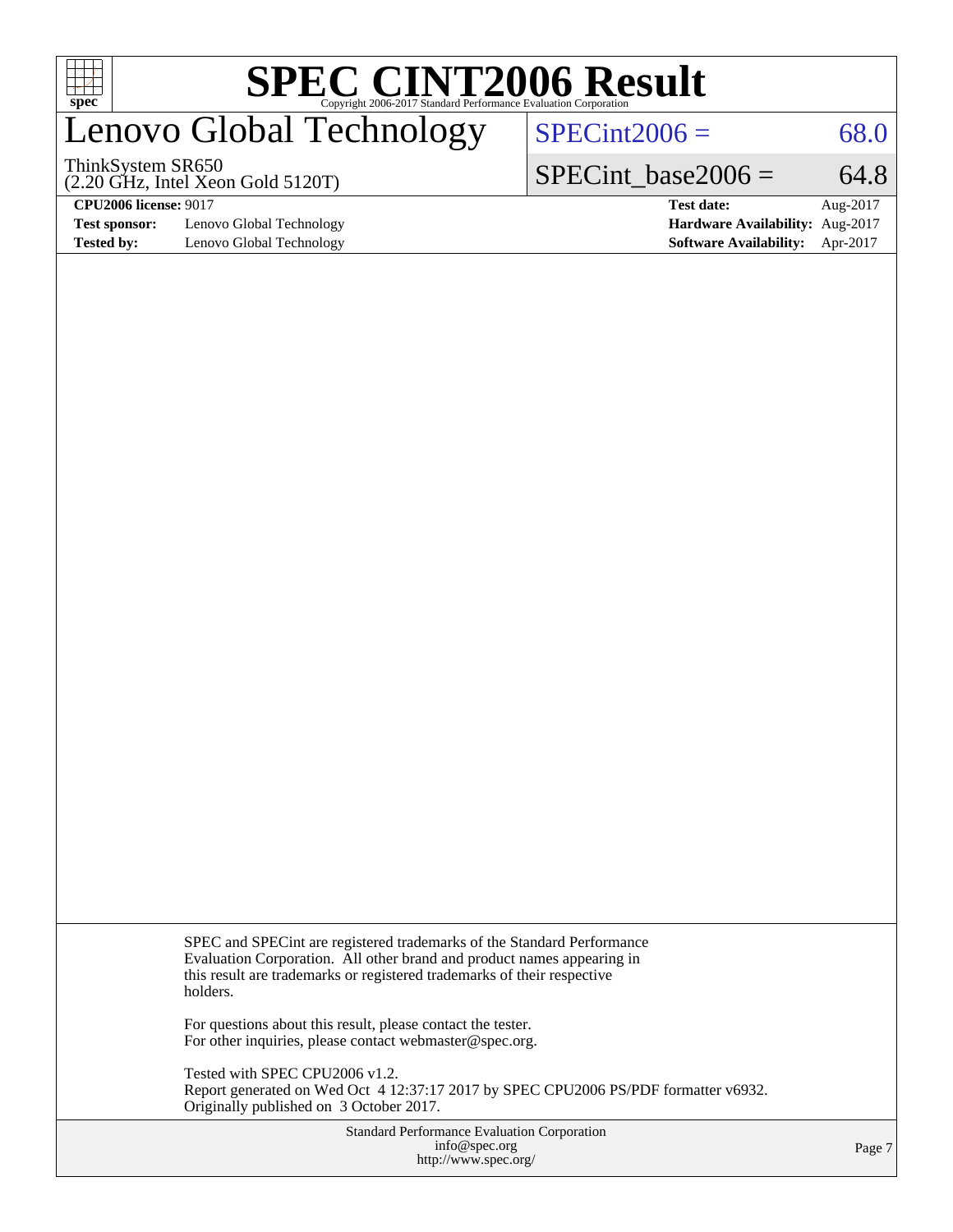# SPEC CINT2006 Result

Copyright 2006-2017 Standard Performance Evaluation Corporation

## Lenovo Global Technology

ThinkSystem SR650
(2.20 GHz, Intel Xeon Gold 5120T)

SPECint2006 = 68.0

SPECint_base2006 = 64.8

| | | | |
|---|---|---|---|
| **CPU2006 license:** 9017 | | **Test date:** | Aug-2017 |
| **Test sponsor:** | Lenovo Global Technology | **Hardware Availability:** | Aug-2017 |
| **Tested by:** | Lenovo Global Technology | **Software Availability:** | Apr-2017 |

SPEC and SPECint are registered trademarks of the Standard Performance Evaluation Corporation. All other brand and product names appearing in this result are trademarks or registered trademarks of their respective holders.

For questions about this result, please contact the tester.
For other inquiries, please contact webmaster@spec.org.

Tested with SPEC CPU2006 v1.2.
Report generated on Wed Oct 4 12:37:17 2017 by SPEC CPU2006 PS/PDF formatter v6932.
Originally published on 3 October 2017.

Standard Performance Evaluation Corporation
info@spec.org
http://www.spec.org/